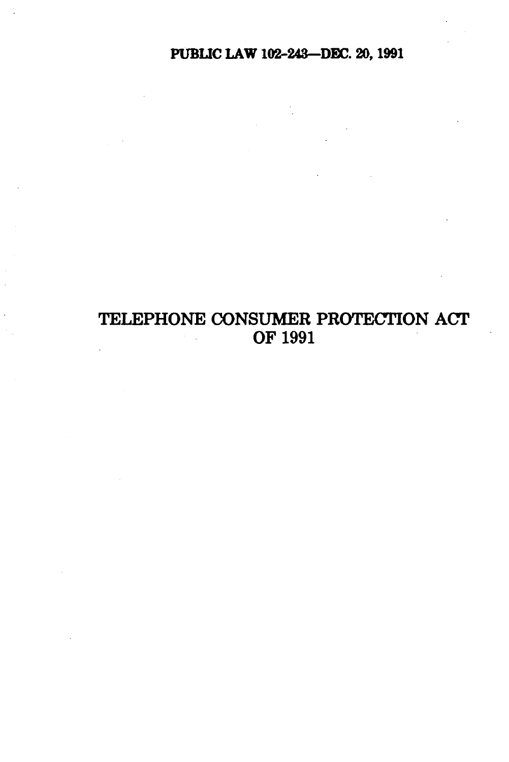PUBLIC LAW 102-243—DEC. 20, 1991

# TELEPHONE CONSUMER PROTECTION ACT OF 1991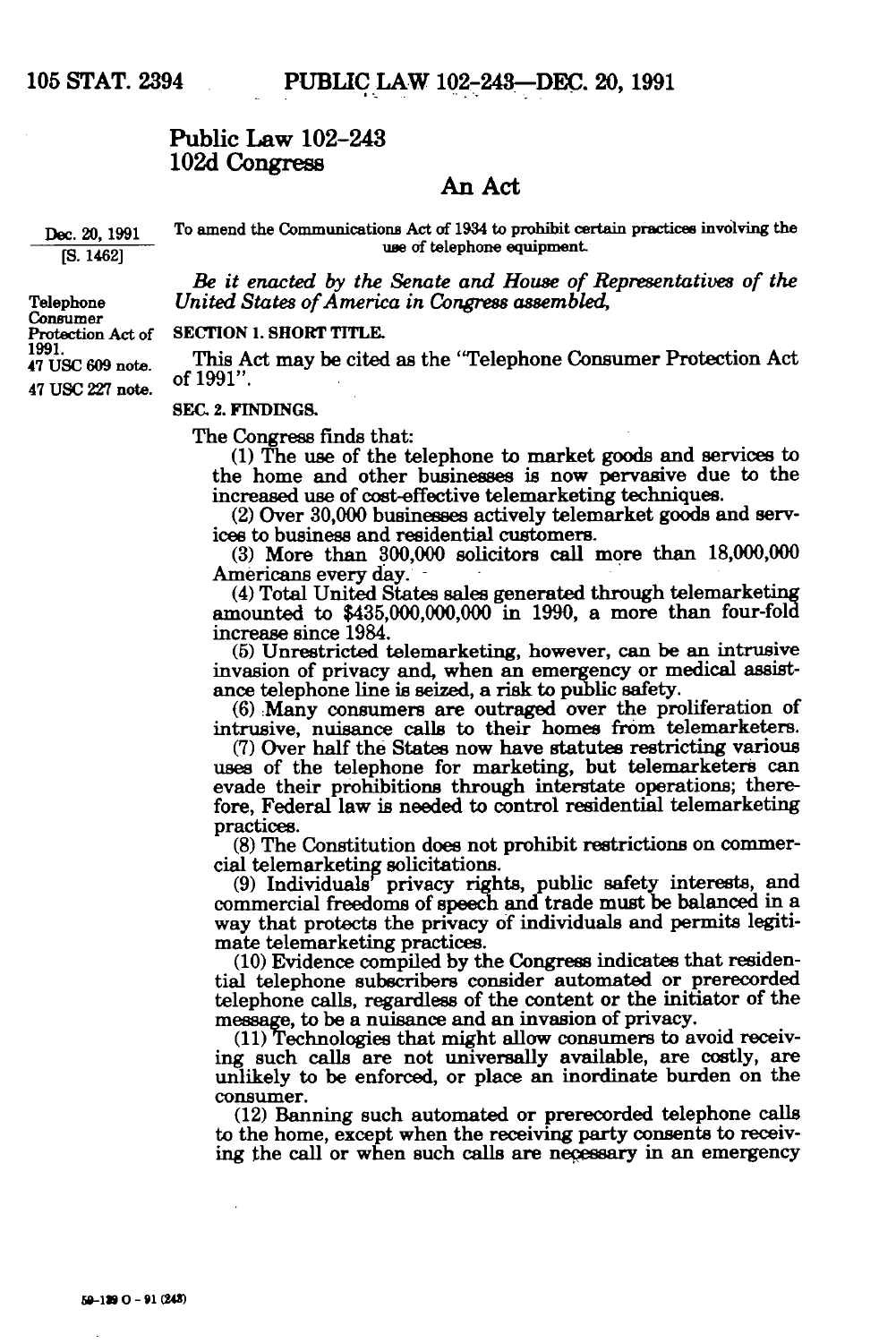# Public Law 102-243
## 102d Congress

## An Act

Dec. 20, 1991
[S. 1462]

To amend the Communications Act of 1934 to prohibit certain practices involving the use of telephone equipment.

*Be it enacted by the Senate and House of Representatives of the United States of America in Congress assembled,*

Telephone Consumer Protection Act of 1991.
47 USC 609 note.
47 USC 227 note.

**SECTION 1. SHORT TITLE.**

This Act may be cited as the "Telephone Consumer Protection Act of 1991".

**SEC. 2. FINDINGS.**

The Congress finds that:

(1) The use of the telephone to market goods and services to the home and other businesses is now pervasive due to the increased use of cost-effective telemarketing techniques.

(2) Over 30,000 businesses actively telemarket goods and services to business and residential customers.

(3) More than 300,000 solicitors call more than 18,000,000 Americans every day.

(4) Total United States sales generated through telemarketing amounted to $435,000,000,000 in 1990, a more than four-fold increase since 1984.

(5) Unrestricted telemarketing, however, can be an intrusive invasion of privacy and, when an emergency or medical assistance telephone line is seized, a risk to public safety.

(6) Many consumers are outraged over the proliferation of intrusive, nuisance calls to their homes from telemarketers.

(7) Over half the States now have statutes restricting various uses of the telephone for marketing, but telemarketers can evade their prohibitions through interstate operations; therefore, Federal law is needed to control residential telemarketing practices.

(8) The Constitution does not prohibit restrictions on commercial telemarketing solicitations.

(9) Individuals' privacy rights, public safety interests, and commercial freedoms of speech and trade must be balanced in a way that protects the privacy of individuals and permits legitimate telemarketing practices.

(10) Evidence compiled by the Congress indicates that residential telephone subscribers consider automated or prerecorded telephone calls, regardless of the content or the initiator of the message, to be a nuisance and an invasion of privacy.

(11) Technologies that might allow consumers to avoid receiving such calls are not universally available, are costly, are unlikely to be enforced, or place an inordinate burden on the consumer.

(12) Banning such automated or prerecorded telephone calls to the home, except when the receiving party consents to receiving the call or when such calls are necessary in an emergency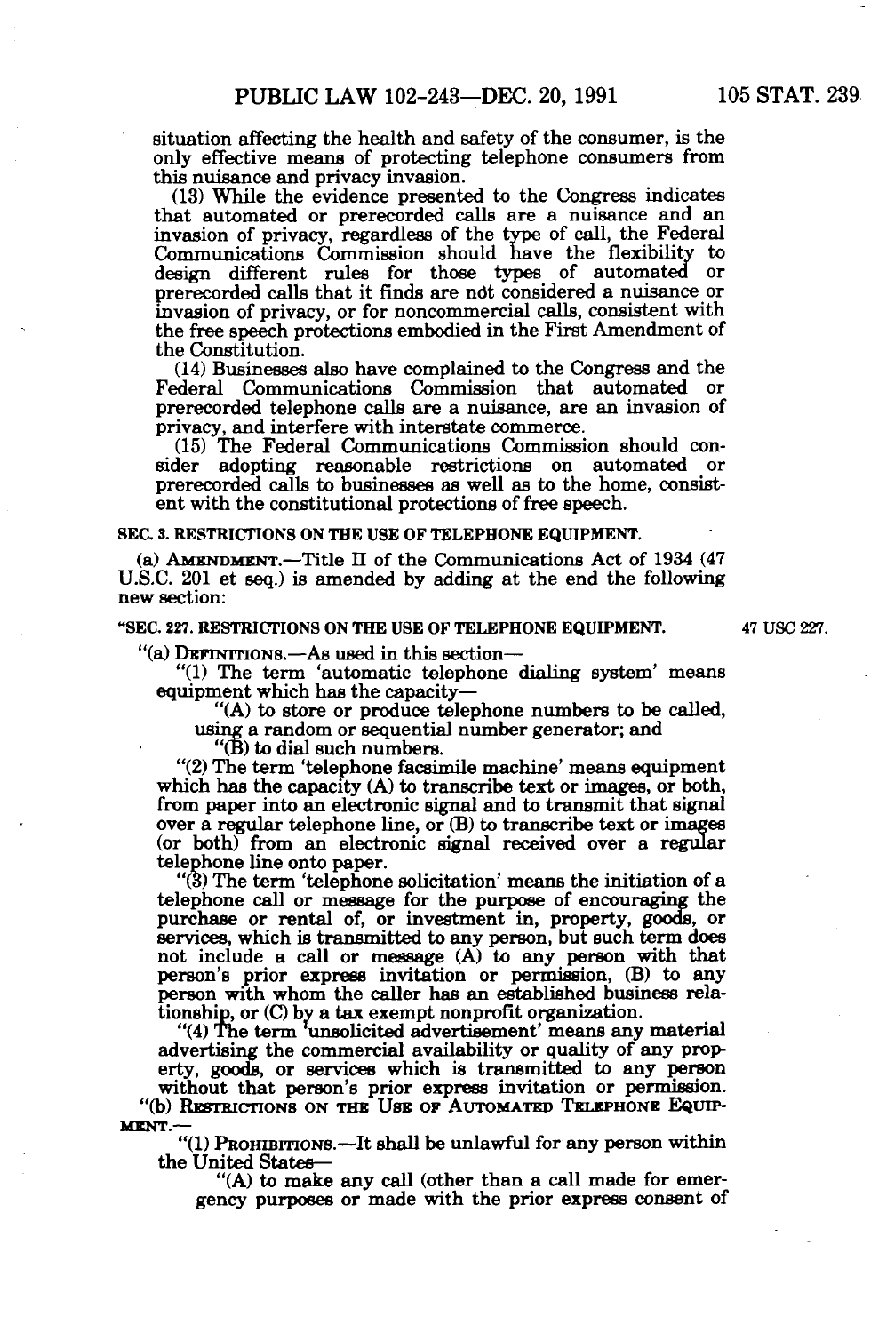situation affecting the health and safety of the consumer, is the only effective means of protecting telephone consumers from this nuisance and privacy invasion.

(13) While the evidence presented to the Congress indicates that automated or prerecorded calls are a nuisance and an invasion of privacy, regardless of the type of call, the Federal Communications Commission should have the flexibility to design different rules for those types of automated or prerecorded calls that it finds are not considered a nuisance or invasion of privacy, or for noncommercial calls, consistent with the free speech protections embodied in the First Amendment of the Constitution.

(14) Businesses also have complained to the Congress and the Federal Communications Commission that automated or prerecorded telephone calls are a nuisance, are an invasion of privacy, and interfere with interstate commerce.

(15) The Federal Communications Commission should consider adopting reasonable restrictions on automated or prerecorded calls to businesses as well as to the home, consistent with the constitutional protections of free speech.

**SEC. 3. RESTRICTIONS ON THE USE OF TELEPHONE EQUIPMENT.**

(a) AMENDMENT.—Title II of the Communications Act of 1934 (47 U.S.C. 201 et seq.) is amended by adding at the end the following new section:

**"SEC. 227. RESTRICTIONS ON THE USE OF TELEPHONE EQUIPMENT.** 47 USC 227.

"(a) DEFINITIONS.—As used in this section—

"(1) The term 'automatic telephone dialing system' means equipment which has the capacity—

"(A) to store or produce telephone numbers to be called, using a random or sequential number generator; and

"(B) to dial such numbers.

"(2) The term 'telephone facsimile machine' means equipment which has the capacity (A) to transcribe text or images, or both, from paper into an electronic signal and to transmit that signal over a regular telephone line, or (B) to transcribe text or images (or both) from an electronic signal received over a regular telephone line onto paper.

"(3) The term 'telephone solicitation' means the initiation of a telephone call or message for the purpose of encouraging the purchase or rental of, or investment in, property, goods, or services, which is transmitted to any person, but such term does not include a call or message (A) to any person with that person's prior express invitation or permission, (B) to any person with whom the caller has an established business relationship, or (C) by a tax exempt nonprofit organization.

"(4) The term 'unsolicited advertisement' means any material advertising the commercial availability or quality of any property, goods, or services which is transmitted to any person without that person's prior express invitation or permission.

"(b) RESTRICTIONS ON THE USE OF AUTOMATED TELEPHONE EQUIPMENT.—

"(1) PROHIBITIONS.—It shall be unlawful for any person within the United States—

"(A) to make any call (other than a call made for emergency purposes or made with the prior express consent of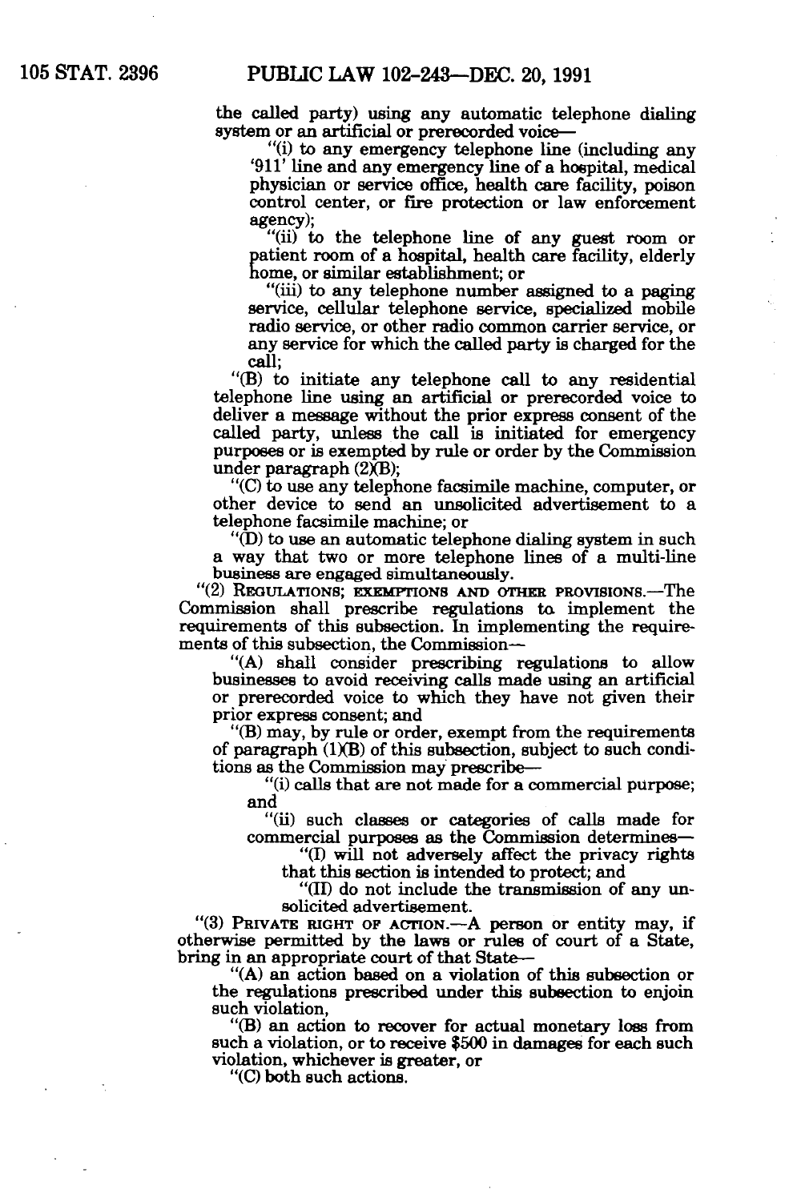the called party) using any automatic telephone dialing system or an artificial or prerecorded voice—

"(i) to any emergency telephone line (including any '911' line and any emergency line of a hospital, medical physician or service office, health care facility, poison control center, or fire protection or law enforcement agency);

"(ii) to the telephone line of any guest room or patient room of a hospital, health care facility, elderly home, or similar establishment; or

"(iii) to any telephone number assigned to a paging service, cellular telephone service, specialized mobile radio service, or other radio common carrier service, or any service for which the called party is charged for the call;

"(B) to initiate any telephone call to any residential telephone line using an artificial or prerecorded voice to deliver a message without the prior express consent of the called party, unless the call is initiated for emergency purposes or is exempted by rule or order by the Commission under paragraph (2)(B);

"(C) to use any telephone facsimile machine, computer, or other device to send an unsolicited advertisement to a telephone facsimile machine; or

"(D) to use an automatic telephone dialing system in such a way that two or more telephone lines of a multi-line business are engaged simultaneously.

"(2) REGULATIONS; EXEMPTIONS AND OTHER PROVISIONS.—The Commission shall prescribe regulations to implement the requirements of this subsection. In implementing the requirements of this subsection, the Commission—

"(A) shall consider prescribing regulations to allow businesses to avoid receiving calls made using an artificial or prerecorded voice to which they have not given their prior express consent; and

"(B) may, by rule or order, exempt from the requirements of paragraph (1)(B) of this subsection, subject to such conditions as the Commission may prescribe—

"(i) calls that are not made for a commercial purpose; and

"(ii) such classes or categories of calls made for commercial purposes as the Commission determines—

"(I) will not adversely affect the privacy rights that this section is intended to protect; and

"(II) do not include the transmission of any unsolicited advertisement.

"(3) PRIVATE RIGHT OF ACTION.—A person or entity may, if otherwise permitted by the laws or rules of court of a State, bring in an appropriate court of that State—

"(A) an action based on a violation of this subsection or the regulations prescribed under this subsection to enjoin such violation,

"(B) an action to recover for actual monetary loss from such a violation, or to receive $500 in damages for each such violation, whichever is greater, or

"(C) both such actions.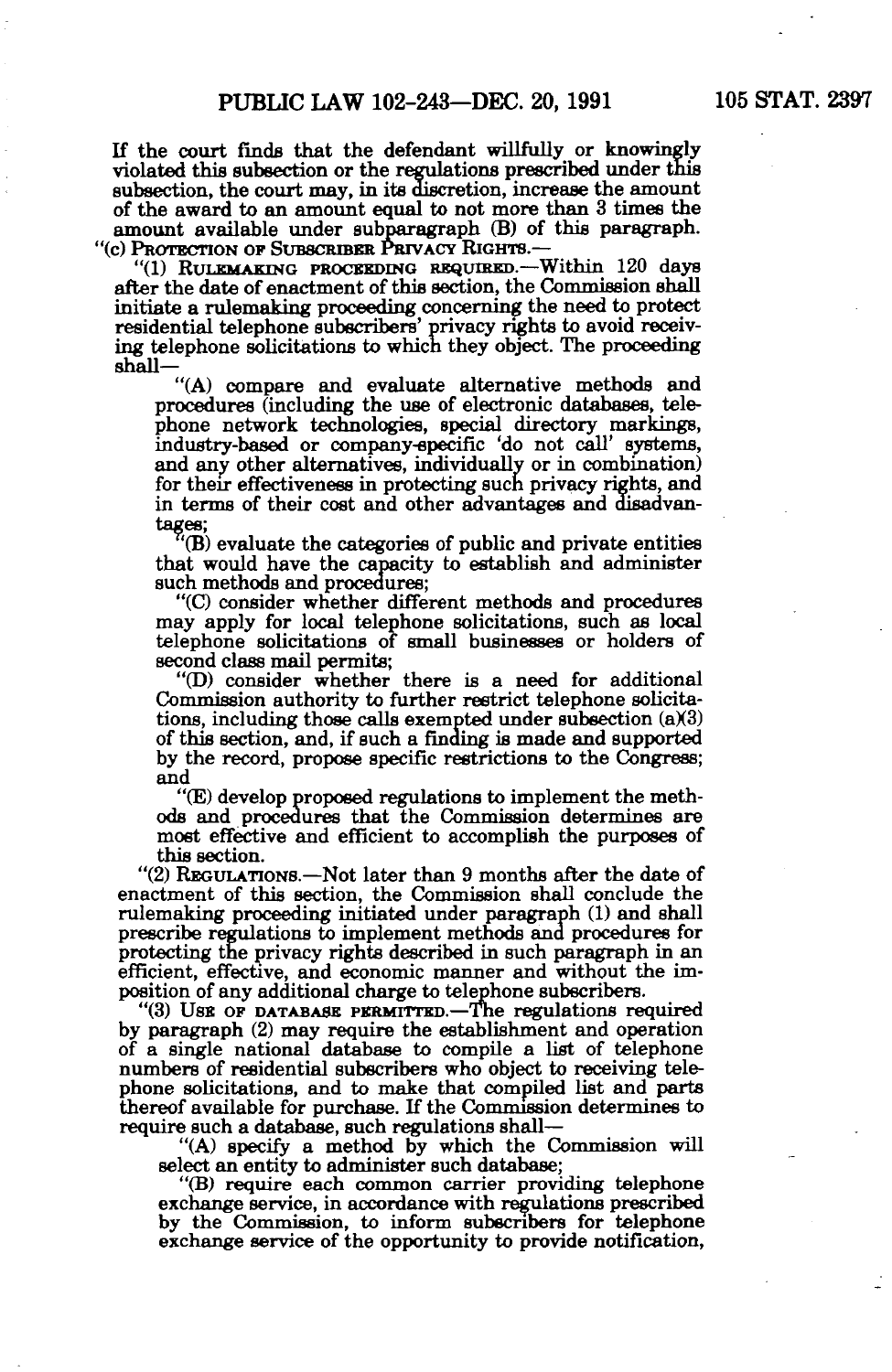If the court finds that the defendant willfully or knowingly violated this subsection or the regulations prescribed under this subsection, the court may, in its discretion, increase the amount of the award to an amount equal to not more than 3 times the amount available under subparagraph (B) of this paragraph.

"(c) PROTECTION OF SUBSCRIBER PRIVACY RIGHTS.—

"(1) RULEMAKING PROCEEDING REQUIRED.—Within 120 days after the date of enactment of this section, the Commission shall initiate a rulemaking proceeding concerning the need to protect residential telephone subscribers' privacy rights to avoid receiving telephone solicitations to which they object. The proceeding shall—

"(A) compare and evaluate alternative methods and procedures (including the use of electronic databases, telephone network technologies, special directory markings, industry-based or company-specific 'do not call' systems, and any other alternatives, individually or in combination) for their effectiveness in protecting such privacy rights, and in terms of their cost and other advantages and disadvantages;

"(B) evaluate the categories of public and private entities that would have the capacity to establish and administer such methods and procedures;

"(C) consider whether different methods and procedures may apply for local telephone solicitations, such as local telephone solicitations of small businesses or holders of second class mail permits;

"(D) consider whether there is a need for additional Commission authority to further restrict telephone solicitations, including those calls exempted under subsection (a)(3) of this section, and, if such a finding is made and supported by the record, propose specific restrictions to the Congress; and

"(E) develop proposed regulations to implement the methods and procedures that the Commission determines are most effective and efficient to accomplish the purposes of this section.

"(2) REGULATIONS.—Not later than 9 months after the date of enactment of this section, the Commission shall conclude the rulemaking proceeding initiated under paragraph (1) and shall prescribe regulations to implement methods and procedures for protecting the privacy rights described in such paragraph in an efficient, effective, and economic manner and without the imposition of any additional charge to telephone subscribers.

"(3) USE OF DATABASE PERMITTED.—The regulations required by paragraph (2) may require the establishment and operation of a single national database to compile a list of telephone numbers of residential subscribers who object to receiving telephone solicitations, and to make that compiled list and parts thereof available for purchase. If the Commission determines to require such a database, such regulations shall—

"(A) specify a method by which the Commission will select an entity to administer such database;

"(B) require each common carrier providing telephone exchange service, in accordance with regulations prescribed by the Commission, to inform subscribers for telephone exchange service of the opportunity to provide notification,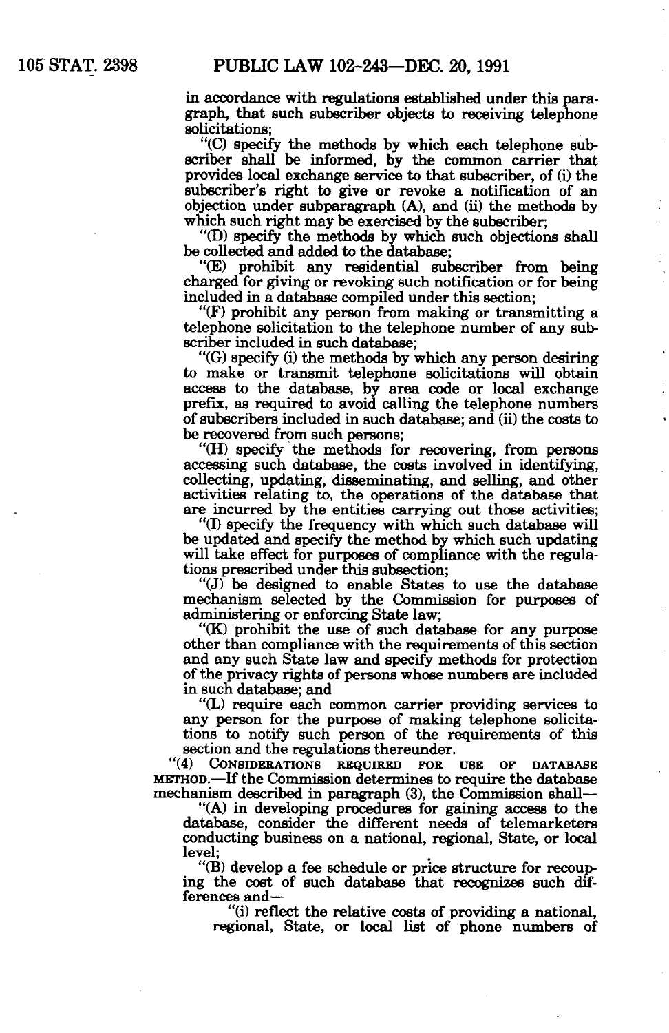in accordance with regulations established under this paragraph, that such subscriber objects to receiving telephone solicitations;

"(C) specify the methods by which each telephone subscriber shall be informed, by the common carrier that provides local exchange service to that subscriber, of (i) the subscriber's right to give or revoke a notification of an objection under subparagraph (A), and (ii) the methods by which such right may be exercised by the subscriber;

"(D) specify the methods by which such objections shall be collected and added to the database;

"(E) prohibit any residential subscriber from being charged for giving or revoking such notification or for being included in a database compiled under this section;

"(F) prohibit any person from making or transmitting a telephone solicitation to the telephone number of any subscriber included in such database;

"(G) specify (i) the methods by which any person desiring to make or transmit telephone solicitations will obtain access to the database, by area code or local exchange prefix, as required to avoid calling the telephone numbers of subscribers included in such database; and (ii) the costs to be recovered from such persons;

"(H) specify the methods for recovering, from persons accessing such database, the costs involved in identifying, collecting, updating, disseminating, and selling, and other activities relating to, the operations of the database that are incurred by the entities carrying out those activities;

"(I) specify the frequency with which such database will be updated and specify the method by which such updating will take effect for purposes of compliance with the regulations prescribed under this subsection;

"(J) be designed to enable States to use the database mechanism selected by the Commission for purposes of administering or enforcing State law;

"(K) prohibit the use of such database for any purpose other than compliance with the requirements of this section and any such State law and specify methods for protection of the privacy rights of persons whose numbers are included in such database; and

"(L) require each common carrier providing services to any person for the purpose of making telephone solicitations to notify such person of the requirements of this section and the regulations thereunder.

"(4) CONSIDERATIONS REQUIRED FOR USE OF DATABASE METHOD.—If the Commission determines to require the database mechanism described in paragraph (3), the Commission shall—

"(A) in developing procedures for gaining access to the database, consider the different needs of telemarketers conducting business on a national, regional, State, or local level;

"(B) develop a fee schedule or price structure for recouping the cost of such database that recognizes such differences and—

"(i) reflect the relative costs of providing a national, regional, State, or local list of phone numbers of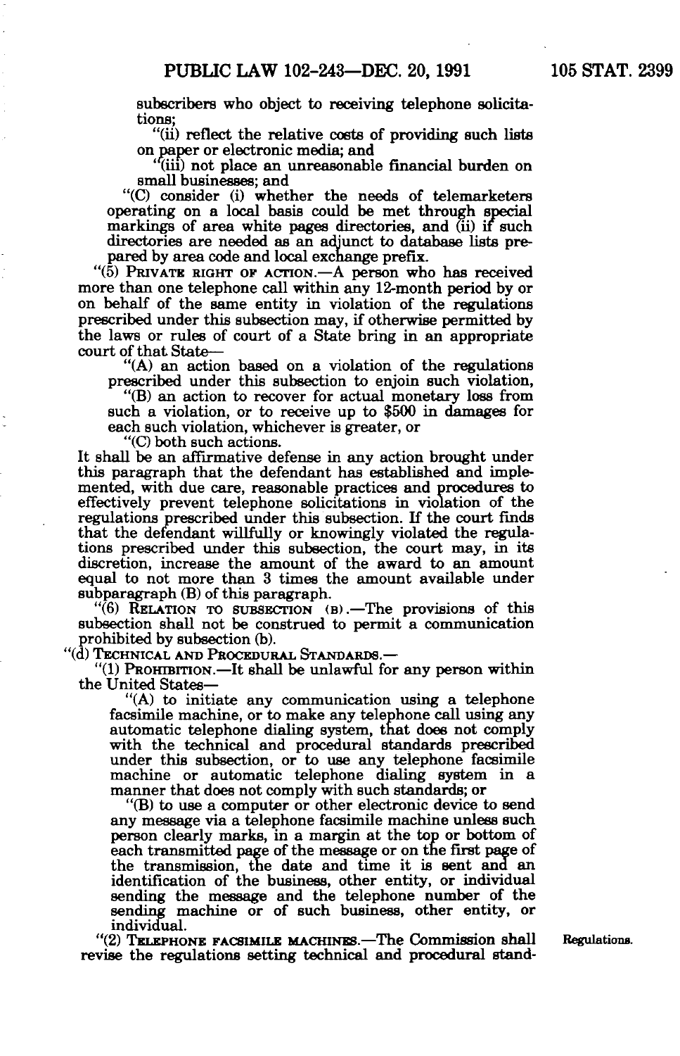subscribers who object to receiving telephone solicitations;

"(ii) reflect the relative costs of providing such lists on paper or electronic media; and

"(iii) not place an unreasonable financial burden on small businesses; and

"(C) consider (i) whether the needs of telemarketers operating on a local basis could be met through special markings of area white pages directories, and (ii) if such directories are needed as an adjunct to database lists prepared by area code and local exchange prefix.

"(5) PRIVATE RIGHT OF ACTION.—A person who has received more than one telephone call within any 12-month period by or on behalf of the same entity in violation of the regulations prescribed under this subsection may, if otherwise permitted by the laws or rules of court of a State bring in an appropriate court of that State—

"(A) an action based on a violation of the regulations prescribed under this subsection to enjoin such violation,

"(B) an action to recover for actual monetary loss from such a violation, or to receive up to $500 in damages for each such violation, whichever is greater, or

"(C) both such actions.

It shall be an affirmative defense in any action brought under this paragraph that the defendant has established and implemented, with due care, reasonable practices and procedures to effectively prevent telephone solicitations in violation of the regulations prescribed under this subsection. If the court finds that the defendant willfully or knowingly violated the regulations prescribed under this subsection, the court may, in its discretion, increase the amount of the award to an amount equal to not more than 3 times the amount available under subparagraph (B) of this paragraph.

"(6) RELATION TO SUBSECTION (B).—The provisions of this subsection shall not be construed to permit a communication prohibited by subsection (b).

"(d) TECHNICAL AND PROCEDURAL STANDARDS.—

"(1) PROHIBITION.—It shall be unlawful for any person within the United States—

"(A) to initiate any communication using a telephone facsimile machine, or to make any telephone call using any automatic telephone dialing system, that does not comply with the technical and procedural standards prescribed under this subsection, or to use any telephone facsimile machine or automatic telephone dialing system in a manner that does not comply with such standards; or

"(B) to use a computer or other electronic device to send any message via a telephone facsimile machine unless such person clearly marks, in a margin at the top or bottom of each transmitted page of the message or on the first page of the transmission, the date and time it is sent and an identification of the business, other entity, or individual sending the message and the telephone number of the sending machine or of such business, other entity, or individual.

"(2) TELEPHONE FACSIMILE MACHINES.—The Commission shall revise the regulations setting technical and procedural stand-

Regulations.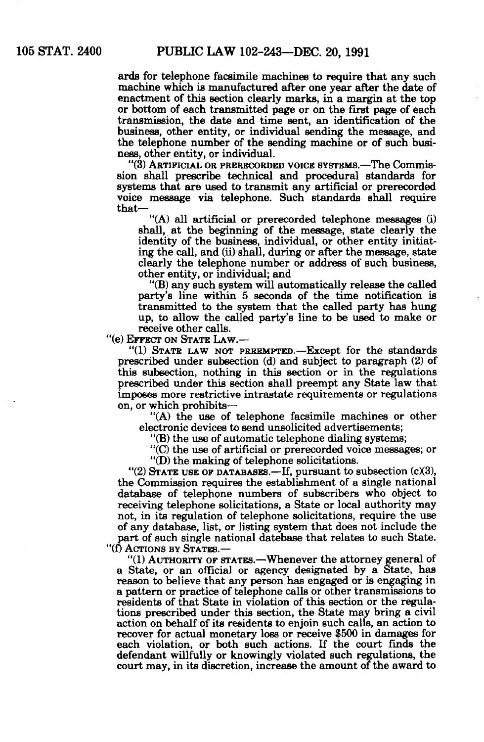ards for telephone facsimile machines to require that any such machine which is manufactured after one year after the date of enactment of this section clearly marks, in a margin at the top or bottom of each transmitted page or on the first page of each transmission, the date and time sent, an identification of the business, other entity, or individual sending the message, and the telephone number of the sending machine or of such business, other entity, or individual.

"(3) ARTIFICIAL OR PRERECORDED VOICE SYSTEMS.—The Commission shall prescribe technical and procedural standards for systems that are used to transmit any artificial or prerecorded voice message via telephone. Such standards shall require that—

"(A) all artificial or prerecorded telephone messages (i) shall, at the beginning of the message, state clearly the identity of the business, individual, or other entity initiating the call, and (ii) shall, during or after the message, state clearly the telephone number or address of such business, other entity, or individual; and

"(B) any such system will automatically release the called party's line within 5 seconds of the time notification is transmitted to the system that the called party has hung up, to allow the called party's line to be used to make or receive other calls.

"(e) EFFECT ON STATE LAW.—

"(1) STATE LAW NOT PREEMPTED.—Except for the standards prescribed under subsection (d) and subject to paragraph (2) of this subsection, nothing in this section or in the regulations prescribed under this section shall preempt any State law that imposes more restrictive intrastate requirements or regulations on, or which prohibits—

"(A) the use of telephone facsimile machines or other electronic devices to send unsolicited advertisements;

"(B) the use of automatic telephone dialing systems;

"(C) the use of artificial or prerecorded voice messages; or

"(D) the making of telephone solicitations.

"(2) STATE USE OF DATABASES.—If, pursuant to subsection (c)(3), the Commission requires the establishment of a single national database of telephone numbers of subscribers who object to receiving telephone solicitations, a State or local authority may not, in its regulation of telephone solicitations, require the use of any database, list, or listing system that does not include the part of such single national datebase that relates to such State.

"(f) ACTIONS BY STATES.—

"(1) AUTHORITY OF STATES.—Whenever the attorney general of a State, or an official or agency designated by a State, has reason to believe that any person has engaged or is engaging in a pattern or practice of telephone calls or other transmissions to residents of that State in violation of this section or the regulations prescribed under this section, the State may bring a civil action on behalf of its residents to enjoin such calls, an action to recover for actual monetary loss or receive $500 in damages for each violation, or both such actions. If the court finds the defendant willfully or knowingly violated such regulations, the court may, in its discretion, increase the amount of the award to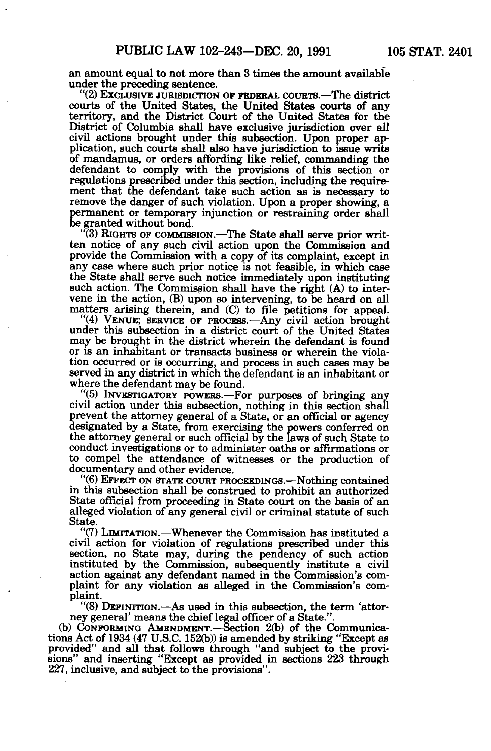an amount equal to not more than 3 times the amount available under the preceding sentence.

"(2) EXCLUSIVE JURISDICTION OF FEDERAL COURTS.—The district courts of the United States, the United States courts of any territory, and the District Court of the United States for the District of Columbia shall have exclusive jurisdiction over all civil actions brought under this subsection. Upon proper application, such courts shall also have jurisdiction to issue writs of mandamus, or orders affording like relief, commanding the defendant to comply with the provisions of this section or regulations prescribed under this section, including the requirement that the defendant take such action as is necessary to remove the danger of such violation. Upon a proper showing, a permanent or temporary injunction or restraining order shall be granted without bond.

"(3) RIGHTS OF COMMISSION.—The State shall serve prior written notice of any such civil action upon the Commission and provide the Commission with a copy of its complaint, except in any case where such prior notice is not feasible, in which case the State shall serve such notice immediately upon instituting such action. The Commission shall have the right (A) to intervene in the action, (B) upon so intervening, to be heard on all matters arising therein, and (C) to file petitions for appeal.

"(4) VENUE; SERVICE OF PROCESS.—Any civil action brought under this subsection in a district court of the United States may be brought in the district wherein the defendant is found or is an inhabitant or transacts business or wherein the violation occurred or is occurring, and process in such cases may be served in any district in which the defendant is an inhabitant or where the defendant may be found.

"(5) INVESTIGATORY POWERS.—For purposes of bringing any civil action under this subsection, nothing in this section shall prevent the attorney general of a State, or an official or agency designated by a State, from exercising the powers conferred on the attorney general or such official by the laws of such State to conduct investigations or to administer oaths or affirmations or to compel the attendance of witnesses or the production of documentary and other evidence.

"(6) EFFECT ON STATE COURT PROCEEDINGS.—Nothing contained in this subsection shall be construed to prohibit an authorized State official from proceeding in State court on the basis of an alleged violation of any general civil or criminal statute of such State.

"(7) LIMITATION.—Whenever the Commission has instituted a civil action for violation of regulations prescribed under this section, no State may, during the pendency of such action instituted by the Commission, subsequently institute a civil action against any defendant named in the Commission's complaint for any violation as alleged in the Commission's complaint.

"(8) DEFINITION.—As used in this subsection, the term 'attorney general' means the chief legal officer of a State.".

(b) CONFORMING AMENDMENT.—Section 2(b) of the Communications Act of 1934 (47 U.S.C. 152(b)) is amended by striking "Except as provided" and all that follows through "and subject to the provisions" and inserting "Except as provided in sections 223 through 227, inclusive, and subject to the provisions".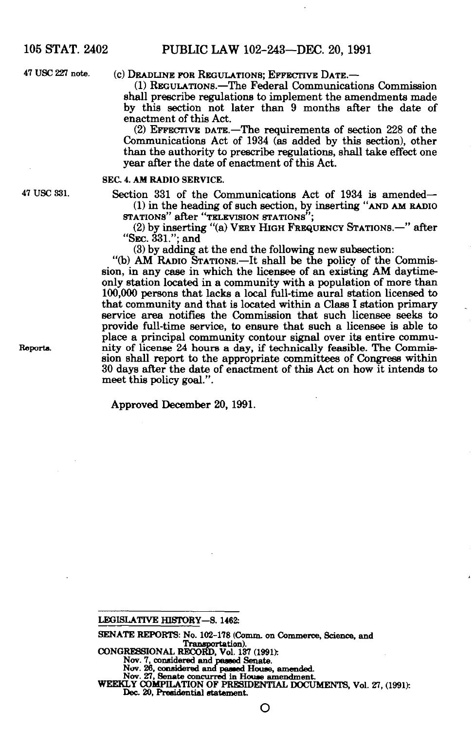47 USC 227 note.

(c) DEADLINE FOR REGULATIONS; EFFECTIVE DATE.—

(1) REGULATIONS.—The Federal Communications Commission shall prescribe regulations to implement the amendments made by this section not later than 9 months after the date of enactment of this Act.

(2) EFFECTIVE DATE.—The requirements of section 228 of the Communications Act of 1934 (as added by this section), other than the authority to prescribe regulations, shall take effect one year after the date of enactment of this Act.

**SEC. 4. AM RADIO SERVICE.**

47 USC 331.

Section 331 of the Communications Act of 1934 is amended—

(1) in the heading of such section, by inserting "AND AM RADIO STATIONS" after "TELEVISION STATIONS";

(2) by inserting "(a) VERY HIGH FREQUENCY STATIONS.—" after "SEC. 331."; and

(3) by adding at the end the following new subsection:

"(b) AM RADIO STATIONS.—It shall be the policy of the Commission, in any case in which the licensee of an existing AM daytime-only station located in a community with a population of more than 100,000 persons that lacks a local full-time aural station licensed to that community and that is located within a Class I station primary service area notifies the Commission that such licensee seeks to provide full-time service, to ensure that such a licensee is able to place a principal community contour signal over its entire community of license 24 hours a day, if technically feasible. The Commission shall report to the appropriate committees of Congress within 30 days after the date of enactment of this Act on how it intends to meet this policy goal.".

Reports.

Approved December 20, 1991.

---

LEGISLATIVE HISTORY—S. 1462:

SENATE REPORTS: No. 102-178 (Comm. on Commerce, Science, and Transportation).

CONGRESSIONAL RECORD, Vol. 137 (1991):

Nov. 7, considered and passed Senate.

Nov. 26, considered and passed House, amended.

Nov. 27, Senate concurred in House amendment.

WEEKLY COMPILATION OF PRESIDENTIAL DOCUMENTS, Vol. 27, (1991):

Dec. 20, Presidential statement.